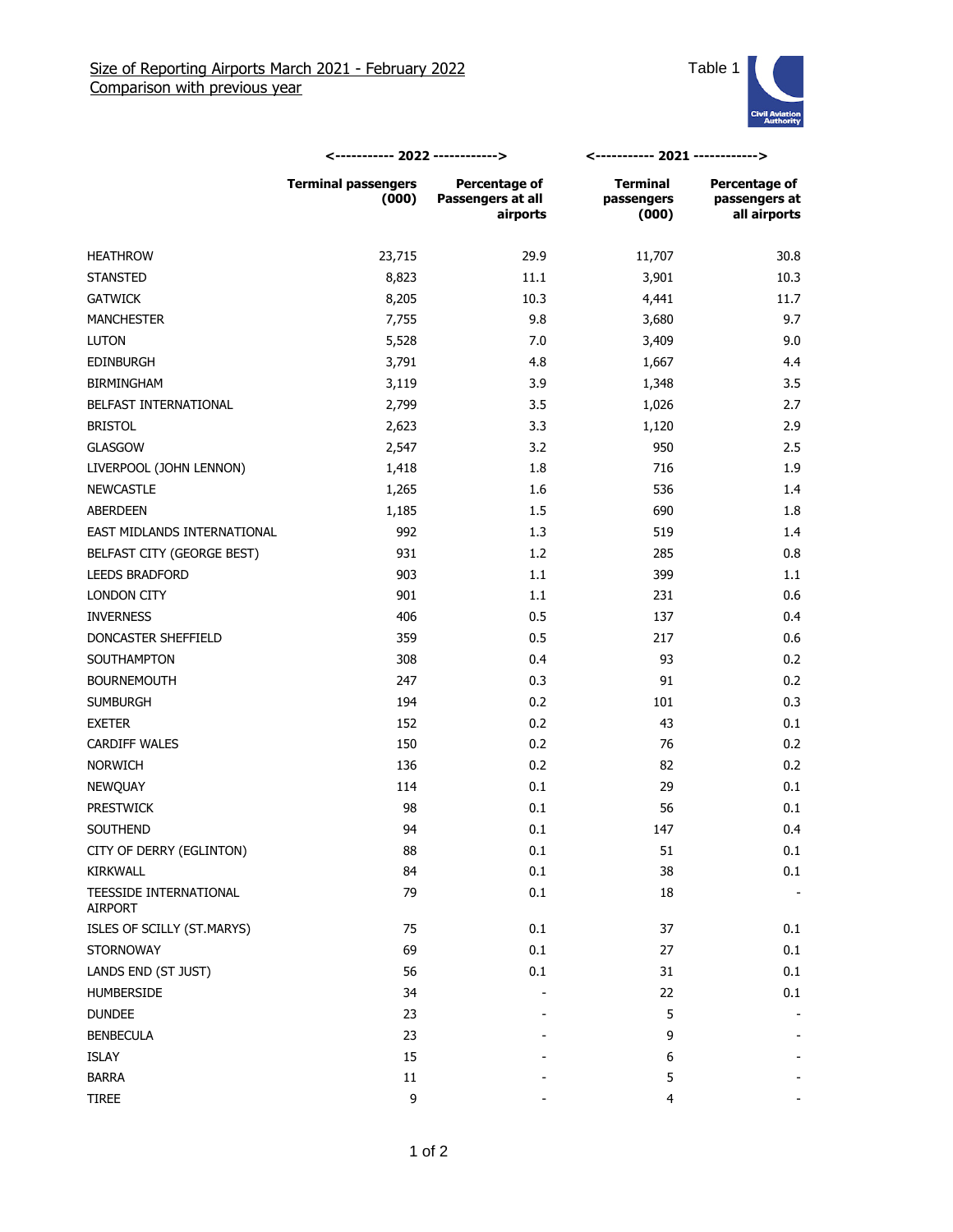# Size of Reporting Airports March 2021 - February 2022

## Comparison with previous year

Table 1

| | <----------- 2022 ------------> | | <----------- 2021 ------------> | |
|---|---|---|---|---|
| | **Terminal passengers (000)** | **Percentage of Passengers at all airports** | **Terminal passengers (000)** | **Percentage of passengers at all airports** |
| HEATHROW | 23,715 | 29.9 | 11,707 | 30.8 |
| STANSTED | 8,823 | 11.1 | 3,901 | 10.3 |
| GATWICK | 8,205 | 10.3 | 4,441 | 11.7 |
| MANCHESTER | 7,755 | 9.8 | 3,680 | 9.7 |
| LUTON | 5,528 | 7.0 | 3,409 | 9.0 |
| EDINBURGH | 3,791 | 4.8 | 1,667 | 4.4 |
| BIRMINGHAM | 3,119 | 3.9 | 1,348 | 3.5 |
| BELFAST INTERNATIONAL | 2,799 | 3.5 | 1,026 | 2.7 |
| BRISTOL | 2,623 | 3.3 | 1,120 | 2.9 |
| GLASGOW | 2,547 | 3.2 | 950 | 2.5 |
| LIVERPOOL (JOHN LENNON) | 1,418 | 1.8 | 716 | 1.9 |
| NEWCASTLE | 1,265 | 1.6 | 536 | 1.4 |
| ABERDEEN | 1,185 | 1.5 | 690 | 1.8 |
| EAST MIDLANDS INTERNATIONAL | 992 | 1.3 | 519 | 1.4 |
| BELFAST CITY (GEORGE BEST) | 931 | 1.2 | 285 | 0.8 |
| LEEDS BRADFORD | 903 | 1.1 | 399 | 1.1 |
| LONDON CITY | 901 | 1.1 | 231 | 0.6 |
| INVERNESS | 406 | 0.5 | 137 | 0.4 |
| DONCASTER SHEFFIELD | 359 | 0.5 | 217 | 0.6 |
| SOUTHAMPTON | 308 | 0.4 | 93 | 0.2 |
| BOURNEMOUTH | 247 | 0.3 | 91 | 0.2 |
| SUMBURGH | 194 | 0.2 | 101 | 0.3 |
| EXETER | 152 | 0.2 | 43 | 0.1 |
| CARDIFF WALES | 150 | 0.2 | 76 | 0.2 |
| NORWICH | 136 | 0.2 | 82 | 0.2 |
| NEWQUAY | 114 | 0.1 | 29 | 0.1 |
| PRESTWICK | 98 | 0.1 | 56 | 0.1 |
| SOUTHEND | 94 | 0.1 | 147 | 0.4 |
| CITY OF DERRY (EGLINTON) | 88 | 0.1 | 51 | 0.1 |
| KIRKWALL | 84 | 0.1 | 38 | 0.1 |
| TEESSIDE INTERNATIONAL AIRPORT | 79 | 0.1 | 18 | - |
| ISLES OF SCILLY (ST.MARYS) | 75 | 0.1 | 37 | 0.1 |
| STORNOWAY | 69 | 0.1 | 27 | 0.1 |
| LANDS END (ST JUST) | 56 | 0.1 | 31 | 0.1 |
| HUMBERSIDE | 34 | - | 22 | 0.1 |
| DUNDEE | 23 | - | 5 | - |
| BENBECULA | 23 | - | 9 | - |
| ISLAY | 15 | - | 6 | - |
| BARRA | 11 | - | 5 | - |
| TIREE | 9 | - | 4 | - |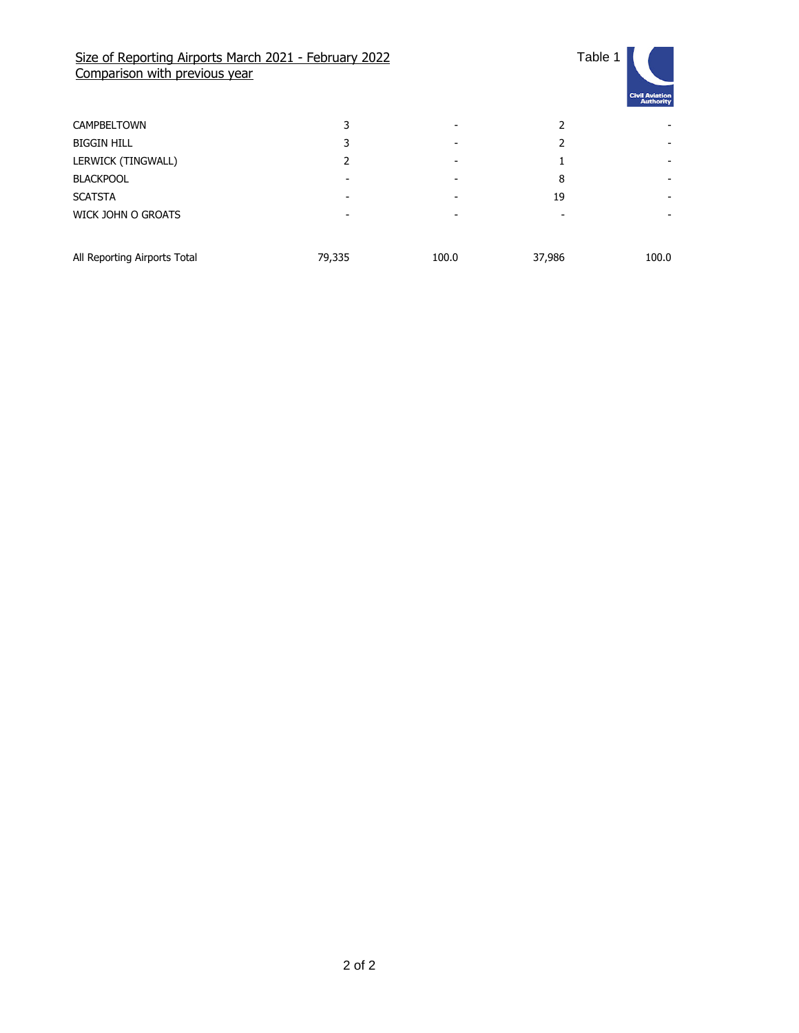Size of Reporting Airports March 2021 - February 2022
Comparison with previous year

Table 1

Civil Aviation Authority

| | | | | |
|---|---|---|---|---|
| CAMPBELTOWN | 3 | - | 2 | - |
| BIGGIN HILL | 3 | - | 2 | - |
| LERWICK (TINGWALL) | 2 | - | 1 | - |
| BLACKPOOL | - | - | 8 | - |
| SCATSTA | - | - | 19 | - |
| WICK JOHN O GROATS | - | - | - | - |
| All Reporting Airports Total | 79,335 | 100.0 | 37,986 | 100.0 |